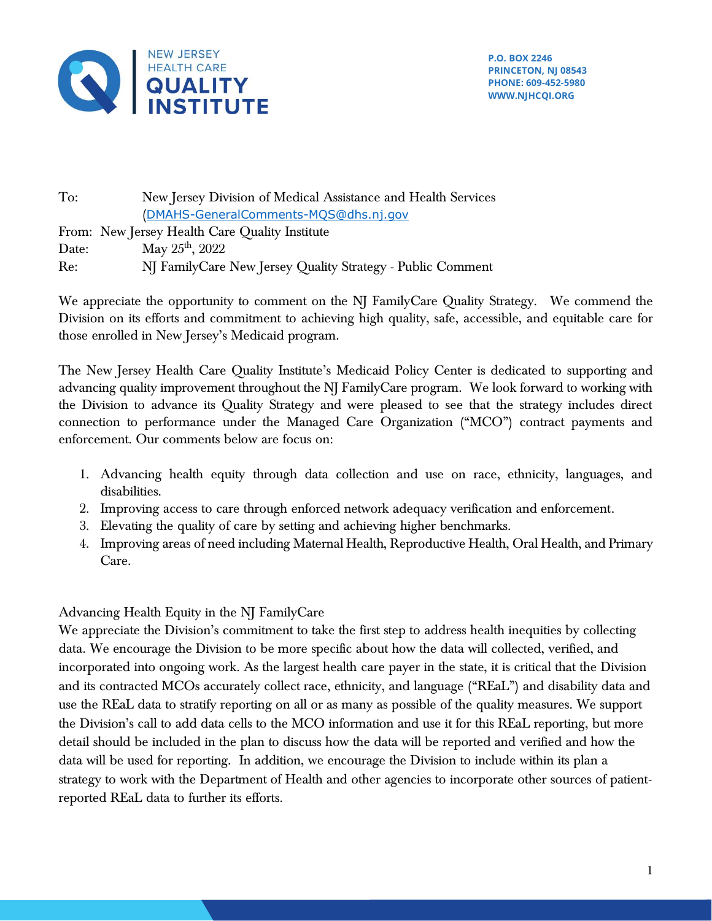NEW JERSEY HEALTH CARE QUALITY INSTITUTE

P.O. BOX 2246
PRINCETON, NJ 08543
PHONE: 609-452-5980
WWW.NJHCQI.ORG

To: New Jersey Division of Medical Assistance and Health Services (DMAHS-GeneralComments-MQS@dhs.nj.gov

From: New Jersey Health Care Quality Institute

Date: May 25th, 2022

Re: NJ FamilyCare New Jersey Quality Strategy - Public Comment

We appreciate the opportunity to comment on the NJ FamilyCare Quality Strategy. We commend the Division on its efforts and commitment to achieving high quality, safe, accessible, and equitable care for those enrolled in New Jersey's Medicaid program.

The New Jersey Health Care Quality Institute's Medicaid Policy Center is dedicated to supporting and advancing quality improvement throughout the NJ FamilyCare program. We look forward to working with the Division to advance its Quality Strategy and were pleased to see that the strategy includes direct connection to performance under the Managed Care Organization ("MCO") contract payments and enforcement. Our comments below are focus on:

1. Advancing health equity through data collection and use on race, ethnicity, languages, and disabilities.
2. Improving access to care through enforced network adequacy verification and enforcement.
3. Elevating the quality of care by setting and achieving higher benchmarks.
4. Improving areas of need including Maternal Health, Reproductive Health, Oral Health, and Primary Care.

Advancing Health Equity in the NJ FamilyCare

We appreciate the Division's commitment to take the first step to address health inequities by collecting data. We encourage the Division to be more specific about how the data will collected, verified, and incorporated into ongoing work. As the largest health care payer in the state, it is critical that the Division and its contracted MCOs accurately collect race, ethnicity, and language ("REaL") and disability data and use the REaL data to stratify reporting on all or as many as possible of the quality measures. We support the Division's call to add data cells to the MCO information and use it for this REaL reporting, but more detail should be included in the plan to discuss how the data will be reported and verified and how the data will be used for reporting. In addition, we encourage the Division to include within its plan a strategy to work with the Department of Health and other agencies to incorporate other sources of patient-reported REaL data to further its efforts.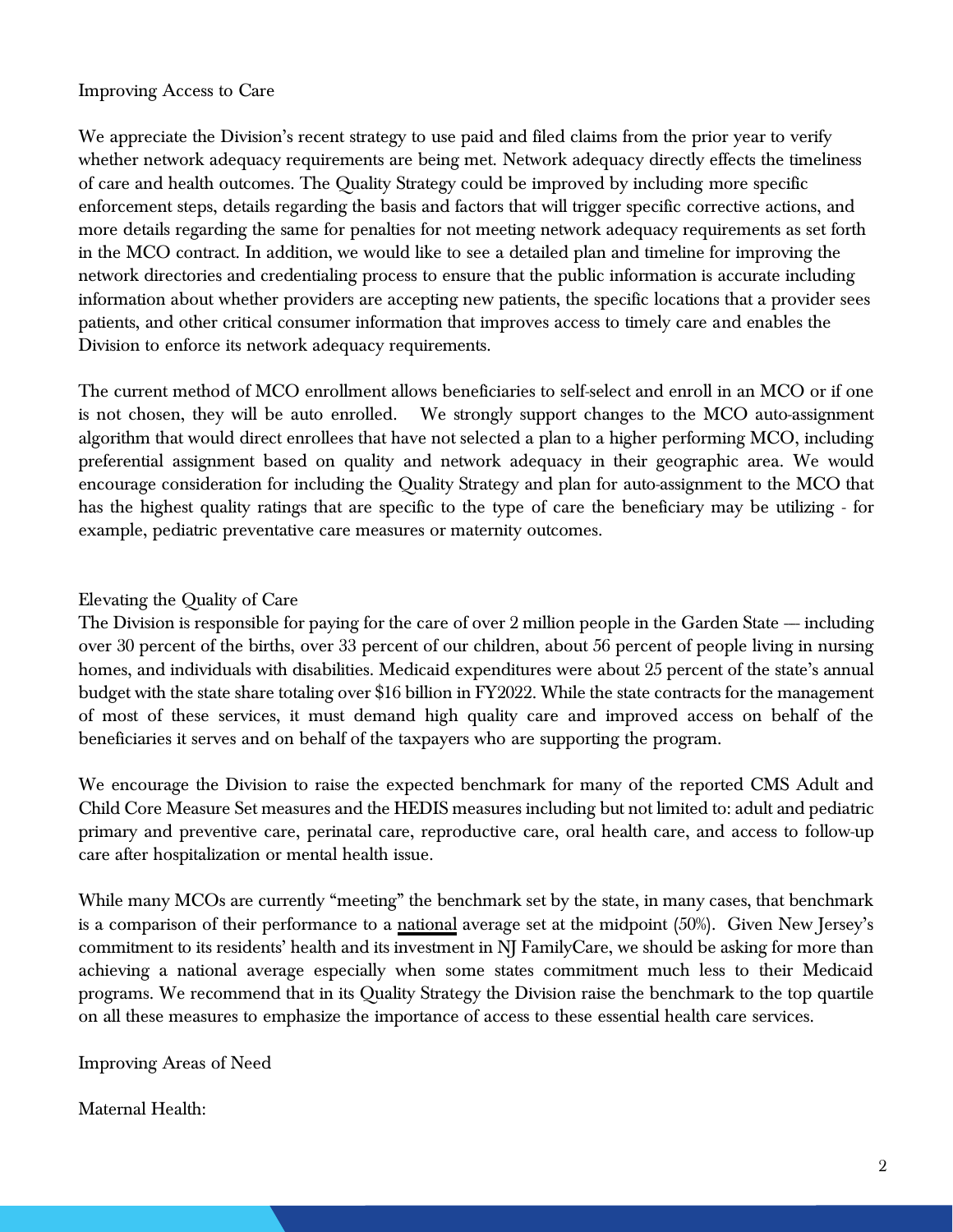## Improving Access to Care

We appreciate the Division's recent strategy to use paid and filed claims from the prior year to verify whether network adequacy requirements are being met. Network adequacy directly effects the timeliness of care and health outcomes. The Quality Strategy could be improved by including more specific enforcement steps, details regarding the basis and factors that will trigger specific corrective actions, and more details regarding the same for penalties for not meeting network adequacy requirements as set forth in the MCO contract. In addition, we would like to see a detailed plan and timeline for improving the network directories and credentialing process to ensure that the public information is accurate including information about whether providers are accepting new patients, the specific locations that a provider sees patients, and other critical consumer information that improves access to timely care and enables the Division to enforce its network adequacy requirements.

The current method of MCO enrollment allows beneficiaries to self-select and enroll in an MCO or if one is not chosen, they will be auto enrolled. We strongly support changes to the MCO auto-assignment algorithm that would direct enrollees that have not selected a plan to a higher performing MCO, including preferential assignment based on quality and network adequacy in their geographic area. We would encourage consideration for including the Quality Strategy and plan for auto-assignment to the MCO that has the highest quality ratings that are specific to the type of care the beneficiary may be utilizing - for example, pediatric preventative care measures or maternity outcomes.

## Elevating the Quality of Care

The Division is responsible for paying for the care of over 2 million people in the Garden State — including over 30 percent of the births, over 33 percent of our children, about 56 percent of people living in nursing homes, and individuals with disabilities. Medicaid expenditures were about 25 percent of the state's annual budget with the state share totaling over $16 billion in FY2022. While the state contracts for the management of most of these services, it must demand high quality care and improved access on behalf of the beneficiaries it serves and on behalf of the taxpayers who are supporting the program.

We encourage the Division to raise the expected benchmark for many of the reported CMS Adult and Child Core Measure Set measures and the HEDIS measures including but not limited to: adult and pediatric primary and preventive care, perinatal care, reproductive care, oral health care, and access to follow-up care after hospitalization or mental health issue.

While many MCOs are currently "meeting" the benchmark set by the state, in many cases, that benchmark is a comparison of their performance to a <u>national</u> average set at the midpoint (50%). Given New Jersey's commitment to its residents' health and its investment in NJ FamilyCare, we should be asking for more than achieving a national average especially when some states commitment much less to their Medicaid programs. We recommend that in its Quality Strategy the Division raise the benchmark to the top quartile on all these measures to emphasize the importance of access to these essential health care services.

## Improving Areas of Need

### Maternal Health: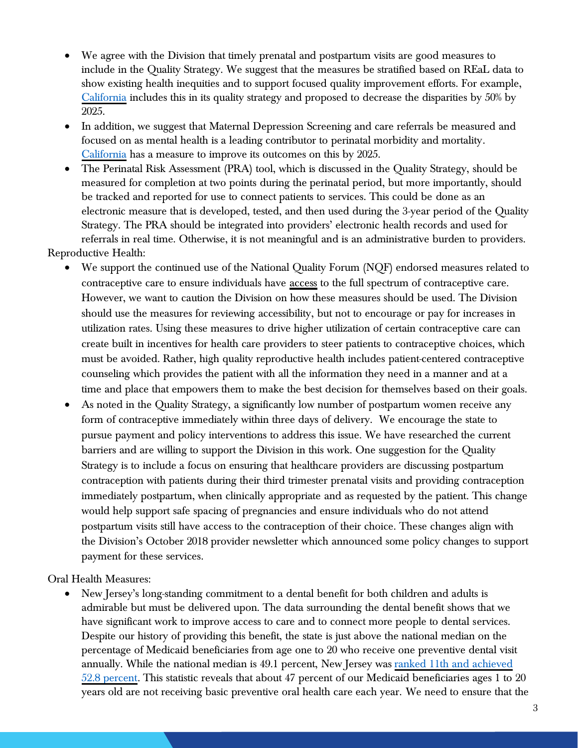- We agree with the Division that timely prenatal and postpartum visits are good measures to include in the Quality Strategy. We suggest that the measures be stratified based on REaL data to show existing health inequities and to support focused quality improvement efforts. For example, California includes this in its quality strategy and proposed to decrease the disparities by 50% by 2025.
- In addition, we suggest that Maternal Depression Screening and care referrals be measured and focused on as mental health is a leading contributor to perinatal morbidity and mortality. California has a measure to improve its outcomes on this by 2025.
- The Perinatal Risk Assessment (PRA) tool, which is discussed in the Quality Strategy, should be measured for completion at two points during the perinatal period, but more importantly, should be tracked and reported for use to connect patients to services. This could be done as an electronic measure that is developed, tested, and then used during the 3-year period of the Quality Strategy. The PRA should be integrated into providers' electronic health records and used for referrals in real time. Otherwise, it is not meaningful and is an administrative burden to providers.

Reproductive Health:

- We support the continued use of the National Quality Forum (NQF) endorsed measures related to contraceptive care to ensure individuals have access to the full spectrum of contraceptive care. However, we want to caution the Division on how these measures should be used. The Division should use the measures for reviewing accessibility, but not to encourage or pay for increases in utilization rates. Using these measures to drive higher utilization of certain contraceptive care can create built in incentives for health care providers to steer patients to contraceptive choices, which must be avoided. Rather, high quality reproductive health includes patient-centered contraceptive counseling which provides the patient with all the information they need in a manner and at a time and place that empowers them to make the best decision for themselves based on their goals.
- As noted in the Quality Strategy, a significantly low number of postpartum women receive any form of contraceptive immediately within three days of delivery. We encourage the state to pursue payment and policy interventions to address this issue. We have researched the current barriers and are willing to support the Division in this work. One suggestion for the Quality Strategy is to include a focus on ensuring that healthcare providers are discussing postpartum contraception with patients during their third trimester prenatal visits and providing contraception immediately postpartum, when clinically appropriate and as requested by the patient. This change would help support safe spacing of pregnancies and ensure individuals who do not attend postpartum visits still have access to the contraception of their choice. These changes align with the Division's October 2018 provider newsletter which announced some policy changes to support payment for these services.

Oral Health Measures:

- New Jersey's long-standing commitment to a dental benefit for both children and adults is admirable but must be delivered upon. The data surrounding the dental benefit shows that we have significant work to improve access to care and to connect more people to dental services. Despite our history of providing this benefit, the state is just above the national median on the percentage of Medicaid beneficiaries from age one to 20 who receive one preventive dental visit annually. While the national median is 49.1 percent, New Jersey was ranked 11th and achieved 52.8 percent. This statistic reveals that about 47 percent of our Medicaid beneficiaries ages 1 to 20 years old are not receiving basic preventive oral health care each year. We need to ensure that the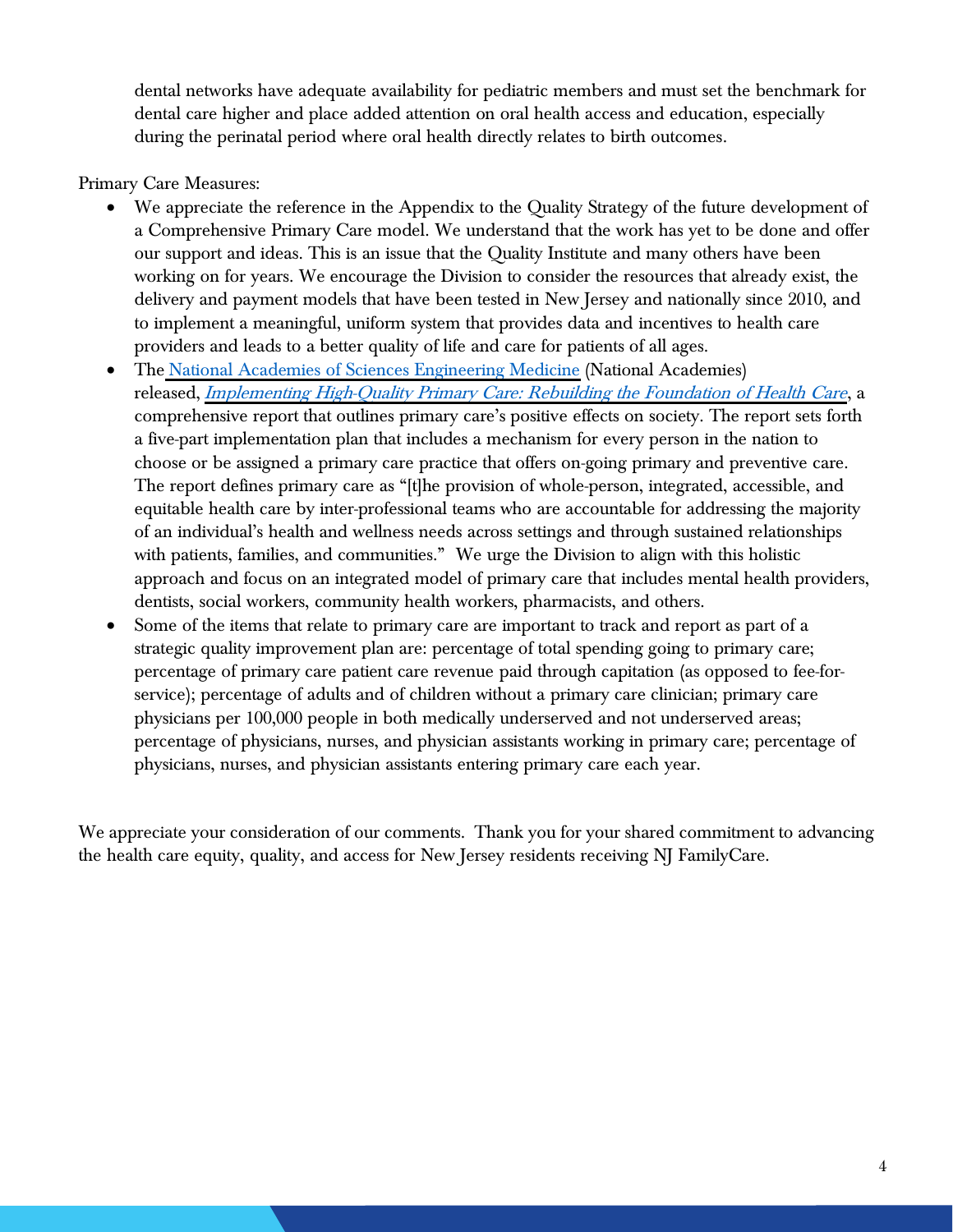dental networks have adequate availability for pediatric members and must set the benchmark for dental care higher and place added attention on oral health access and education, especially during the perinatal period where oral health directly relates to birth outcomes.

Primary Care Measures:

- We appreciate the reference in the Appendix to the Quality Strategy of the future development of a Comprehensive Primary Care model. We understand that the work has yet to be done and offer our support and ideas. This is an issue that the Quality Institute and many others have been working on for years. We encourage the Division to consider the resources that already exist, the delivery and payment models that have been tested in New Jersey and nationally since 2010, and to implement a meaningful, uniform system that provides data and incentives to health care providers and leads to a better quality of life and care for patients of all ages.
- The National Academies of Sciences Engineering Medicine (National Academies) released, *Implementing High-Quality Primary Care: Rebuilding the Foundation of Health Care*, a comprehensive report that outlines primary care's positive effects on society. The report sets forth a five-part implementation plan that includes a mechanism for every person in the nation to choose or be assigned a primary care practice that offers on-going primary and preventive care. The report defines primary care as "[t]he provision of whole-person, integrated, accessible, and equitable health care by inter-professional teams who are accountable for addressing the majority of an individual's health and wellness needs across settings and through sustained relationships with patients, families, and communities." We urge the Division to align with this holistic approach and focus on an integrated model of primary care that includes mental health providers, dentists, social workers, community health workers, pharmacists, and others.
- Some of the items that relate to primary care are important to track and report as part of a strategic quality improvement plan are: percentage of total spending going to primary care; percentage of primary care patient care revenue paid through capitation (as opposed to fee-for-service); percentage of adults and of children without a primary care clinician; primary care physicians per 100,000 people in both medically underserved and not underserved areas; percentage of physicians, nurses, and physician assistants working in primary care; percentage of physicians, nurses, and physician assistants entering primary care each year.

We appreciate your consideration of our comments. Thank you for your shared commitment to advancing the health care equity, quality, and access for New Jersey residents receiving NJ FamilyCare.